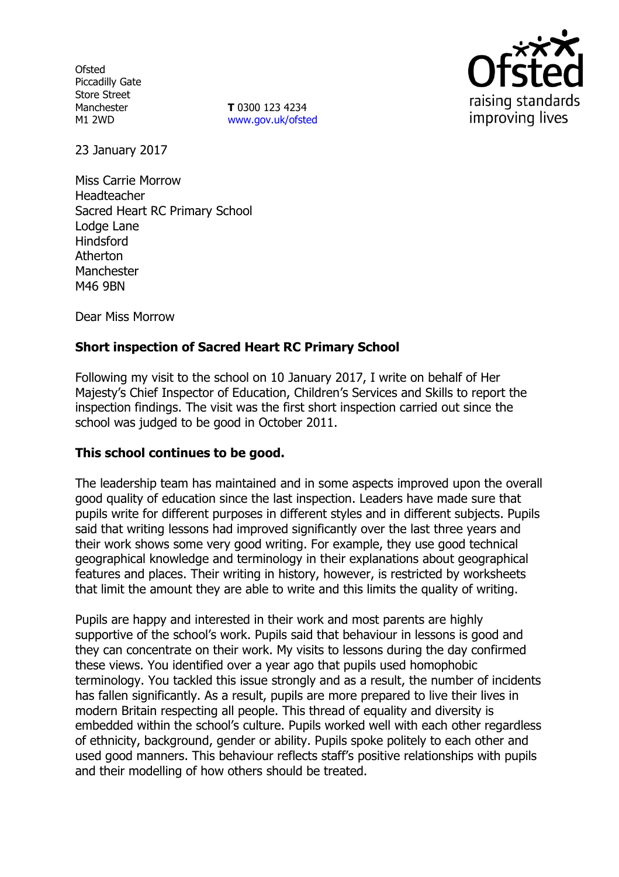Ofsted
Piccadilly Gate
Store Street
Manchester
M1 2WD

**T** 0300 123 4234
www.gov.uk/ofsted

23 January 2017

Miss Carrie Morrow
Headteacher
Sacred Heart RC Primary School
Lodge Lane
Hindsford
Atherton
Manchester
M46 9BN

Dear Miss Morrow

**Short inspection of Sacred Heart RC Primary School**

Following my visit to the school on 10 January 2017, I write on behalf of Her Majesty's Chief Inspector of Education, Children's Services and Skills to report the inspection findings. The visit was the first short inspection carried out since the school was judged to be good in October 2011.

**This school continues to be good.**

The leadership team has maintained and in some aspects improved upon the overall good quality of education since the last inspection. Leaders have made sure that pupils write for different purposes in different styles and in different subjects. Pupils said that writing lessons had improved significantly over the last three years and their work shows some very good writing. For example, they use good technical geographical knowledge and terminology in their explanations about geographical features and places. Their writing in history, however, is restricted by worksheets that limit the amount they are able to write and this limits the quality of writing.

Pupils are happy and interested in their work and most parents are highly supportive of the school's work. Pupils said that behaviour in lessons is good and they can concentrate on their work. My visits to lessons during the day confirmed these views. You identified over a year ago that pupils used homophobic terminology. You tackled this issue strongly and as a result, the number of incidents has fallen significantly. As a result, pupils are more prepared to live their lives in modern Britain respecting all people. This thread of equality and diversity is embedded within the school's culture. Pupils worked well with each other regardless of ethnicity, background, gender or ability. Pupils spoke politely to each other and used good manners. This behaviour reflects staff's positive relationships with pupils and their modelling of how others should be treated.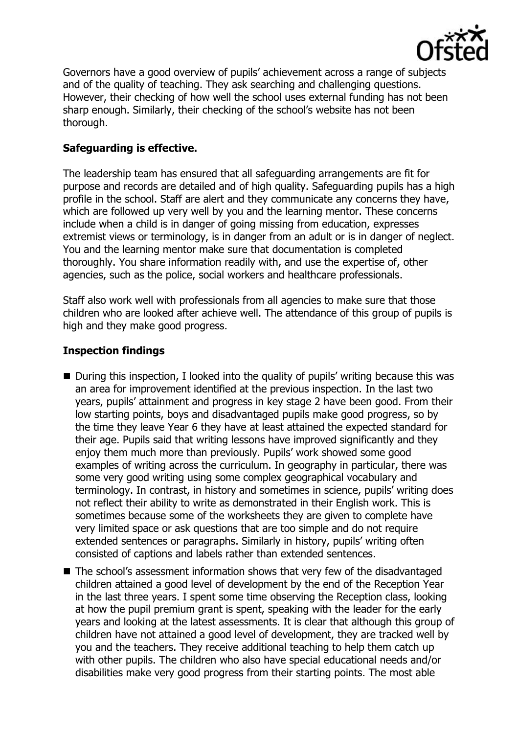Governors have a good overview of pupils' achievement across a range of subjects and of the quality of teaching. They ask searching and challenging questions. However, their checking of how well the school uses external funding has not been sharp enough. Similarly, their checking of the school's website has not been thorough.

**Safeguarding is effective.**

The leadership team has ensured that all safeguarding arrangements are fit for purpose and records are detailed and of high quality. Safeguarding pupils has a high profile in the school. Staff are alert and they communicate any concerns they have, which are followed up very well by you and the learning mentor. These concerns include when a child is in danger of going missing from education, expresses extremist views or terminology, is in danger from an adult or is in danger of neglect. You and the learning mentor make sure that documentation is completed thoroughly. You share information readily with, and use the expertise of, other agencies, such as the police, social workers and healthcare professionals.

Staff also work well with professionals from all agencies to make sure that those children who are looked after achieve well. The attendance of this group of pupils is high and they make good progress.

**Inspection findings**

- During this inspection, I looked into the quality of pupils' writing because this was an area for improvement identified at the previous inspection. In the last two years, pupils' attainment and progress in key stage 2 have been good. From their low starting points, boys and disadvantaged pupils make good progress, so by the time they leave Year 6 they have at least attained the expected standard for their age. Pupils said that writing lessons have improved significantly and they enjoy them much more than previously. Pupils' work showed some good examples of writing across the curriculum. In geography in particular, there was some very good writing using some complex geographical vocabulary and terminology. In contrast, in history and sometimes in science, pupils' writing does not reflect their ability to write as demonstrated in their English work. This is sometimes because some of the worksheets they are given to complete have very limited space or ask questions that are too simple and do not require extended sentences or paragraphs. Similarly in history, pupils' writing often consisted of captions and labels rather than extended sentences.
- The school's assessment information shows that very few of the disadvantaged children attained a good level of development by the end of the Reception Year in the last three years. I spent some time observing the Reception class, looking at how the pupil premium grant is spent, speaking with the leader for the early years and looking at the latest assessments. It is clear that although this group of children have not attained a good level of development, they are tracked well by you and the teachers. They receive additional teaching to help them catch up with other pupils. The children who also have special educational needs and/or disabilities make very good progress from their starting points. The most able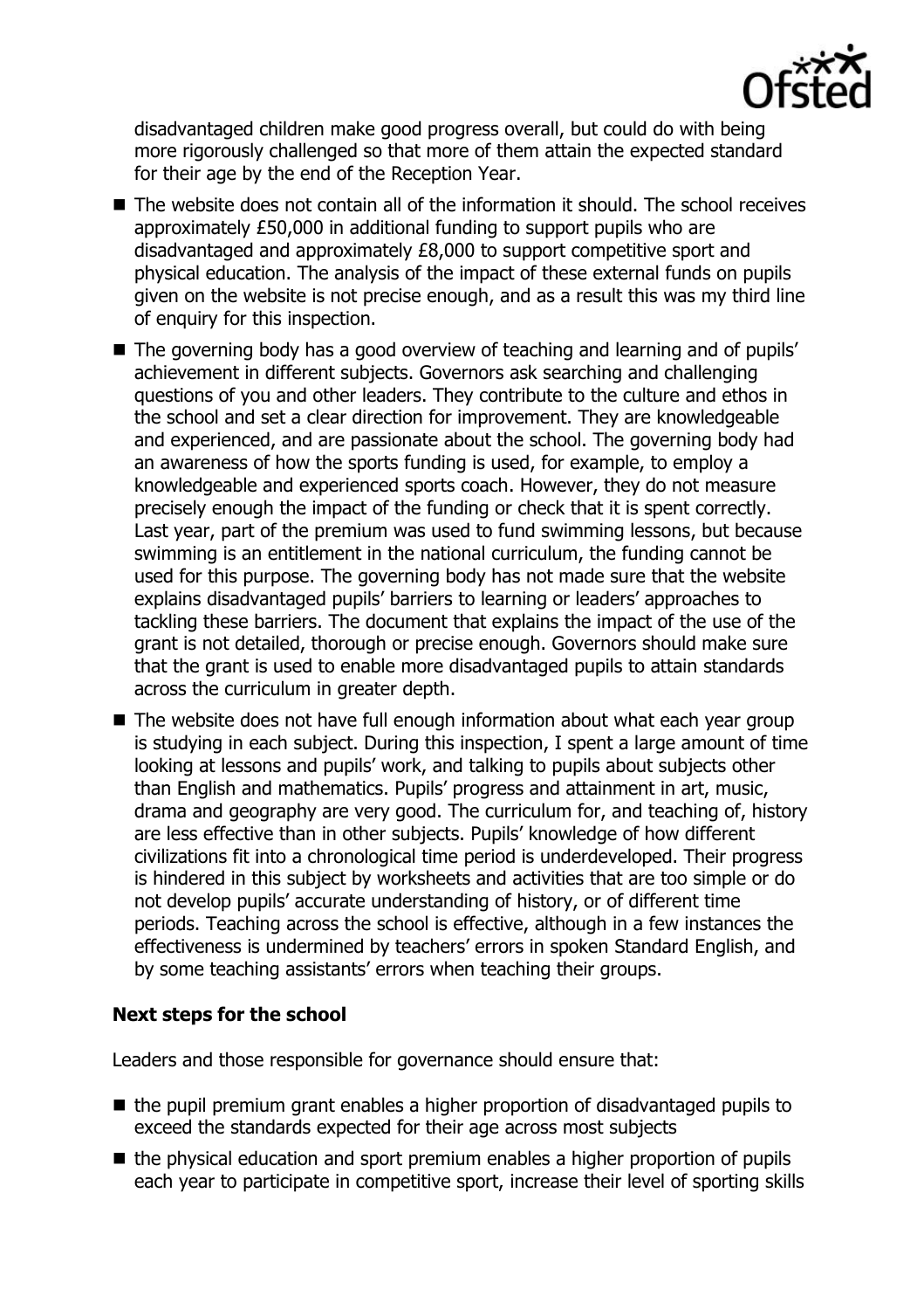disadvantaged children make good progress overall, but could do with being more rigorously challenged so that more of them attain the expected standard for their age by the end of the Reception Year.

- The website does not contain all of the information it should. The school receives approximately £50,000 in additional funding to support pupils who are disadvantaged and approximately £8,000 to support competitive sport and physical education. The analysis of the impact of these external funds on pupils given on the website is not precise enough, and as a result this was my third line of enquiry for this inspection.
- The governing body has a good overview of teaching and learning and of pupils' achievement in different subjects. Governors ask searching and challenging questions of you and other leaders. They contribute to the culture and ethos in the school and set a clear direction for improvement. They are knowledgeable and experienced, and are passionate about the school. The governing body had an awareness of how the sports funding is used, for example, to employ a knowledgeable and experienced sports coach. However, they do not measure precisely enough the impact of the funding or check that it is spent correctly. Last year, part of the premium was used to fund swimming lessons, but because swimming is an entitlement in the national curriculum, the funding cannot be used for this purpose. The governing body has not made sure that the website explains disadvantaged pupils' barriers to learning or leaders' approaches to tackling these barriers. The document that explains the impact of the use of the grant is not detailed, thorough or precise enough. Governors should make sure that the grant is used to enable more disadvantaged pupils to attain standards across the curriculum in greater depth.
- The website does not have full enough information about what each year group is studying in each subject. During this inspection, I spent a large amount of time looking at lessons and pupils' work, and talking to pupils about subjects other than English and mathematics. Pupils' progress and attainment in art, music, drama and geography are very good. The curriculum for, and teaching of, history are less effective than in other subjects. Pupils' knowledge of how different civilizations fit into a chronological time period is underdeveloped. Their progress is hindered in this subject by worksheets and activities that are too simple or do not develop pupils' accurate understanding of history, or of different time periods. Teaching across the school is effective, although in a few instances the effectiveness is undermined by teachers' errors in spoken Standard English, and by some teaching assistants' errors when teaching their groups.

### Next steps for the school

Leaders and those responsible for governance should ensure that:

- the pupil premium grant enables a higher proportion of disadvantaged pupils to exceed the standards expected for their age across most subjects
- the physical education and sport premium enables a higher proportion of pupils each year to participate in competitive sport, increase their level of sporting skills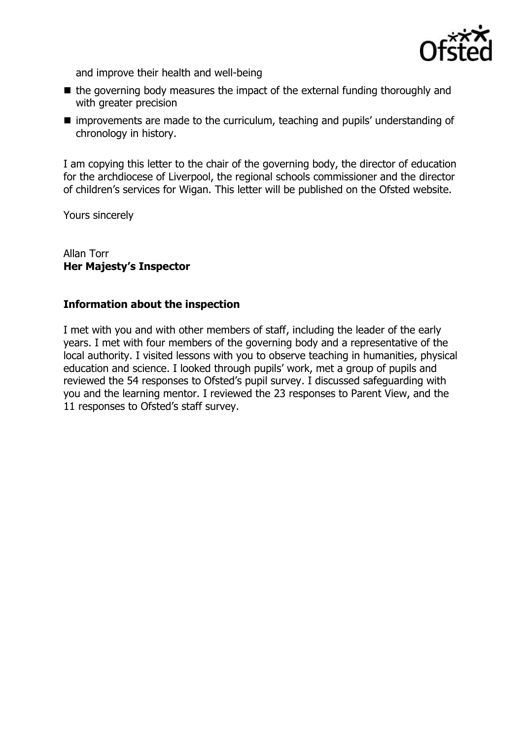and improve their health and well-being

- the governing body measures the impact of the external funding thoroughly and with greater precision
- improvements are made to the curriculum, teaching and pupils' understanding of chronology in history.

I am copying this letter to the chair of the governing body, the director of education for the archdiocese of Liverpool, the regional schools commissioner and the director of children's services for Wigan. This letter will be published on the Ofsted website.

Yours sincerely

Allan Torr
**Her Majesty's Inspector**

## Information about the inspection

I met with you and with other members of staff, including the leader of the early years. I met with four members of the governing body and a representative of the local authority. I visited lessons with you to observe teaching in humanities, physical education and science. I looked through pupils' work, met a group of pupils and reviewed the 54 responses to Ofsted's pupil survey. I discussed safeguarding with you and the learning mentor. I reviewed the 23 responses to Parent View, and the 11 responses to Ofsted's staff survey.